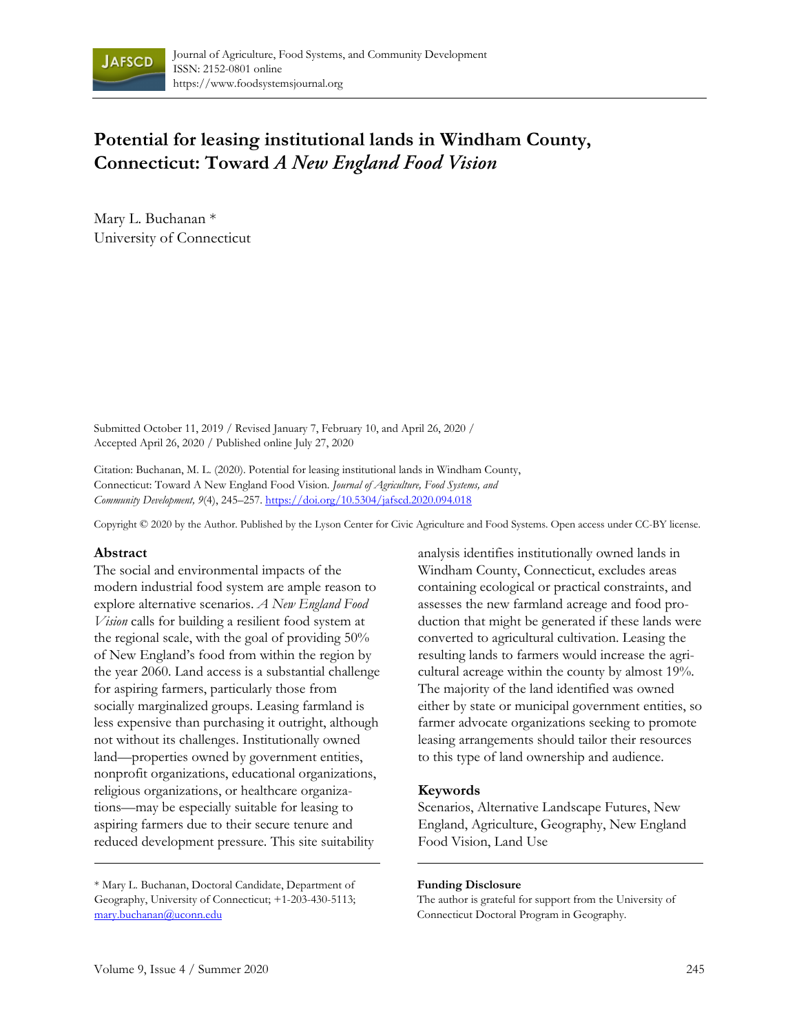# Potential for leasing institutional lands in Windham County, Connecticut: Toward *A New England Food Vision*

Mary L. Buchanan *
University of Connecticut

Submitted October 11, 2019 / Revised January 7, February 10, and April 26, 2020 / Accepted April 26, 2020 / Published online July 27, 2020

Citation: Buchanan, M. L. (2020). Potential for leasing institutional lands in Windham County, Connecticut: Toward A New England Food Vision. *Journal of Agriculture, Food Systems, and Community Development, 9*(4), 245–257. https://doi.org/10.5304/jafscd.2020.094.018

Copyright © 2020 by the Author. Published by the Lyson Center for Civic Agriculture and Food Systems. Open access under CC-BY license.

## Abstract

The social and environmental impacts of the modern industrial food system are ample reason to explore alternative scenarios. *A New England Food Vision* calls for building a resilient food system at the regional scale, with the goal of providing 50% of New England's food from within the region by the year 2060. Land access is a substantial challenge for aspiring farmers, particularly those from socially marginalized groups. Leasing farmland is less expensive than purchasing it outright, although not without its challenges. Institutionally owned land—properties owned by government entities, nonprofit organizations, educational organizations, religious organizations, or healthcare organizations—may be especially suitable for leasing to aspiring farmers due to their secure tenure and reduced development pressure. This site suitability analysis identifies institutionally owned lands in Windham County, Connecticut, excludes areas containing ecological or practical constraints, and assesses the new farmland acreage and food production that might be generated if these lands were converted to agricultural cultivation. Leasing the resulting lands to farmers would increase the agricultural acreage within the county by almost 19%. The majority of the land identified was owned either by state or municipal government entities, so farmer advocate organizations seeking to promote leasing arrangements should tailor their resources to this type of land ownership and audience.

## Keywords

Scenarios, Alternative Landscape Futures, New England, Agriculture, Geography, New England Food Vision, Land Use

---

\* Mary L. Buchanan, Doctoral Candidate, Department of Geography, University of Connecticut; +1-203-430-5113; mary.buchanan@uconn.edu

**Funding Disclosure**

The author is grateful for support from the University of Connecticut Doctoral Program in Geography.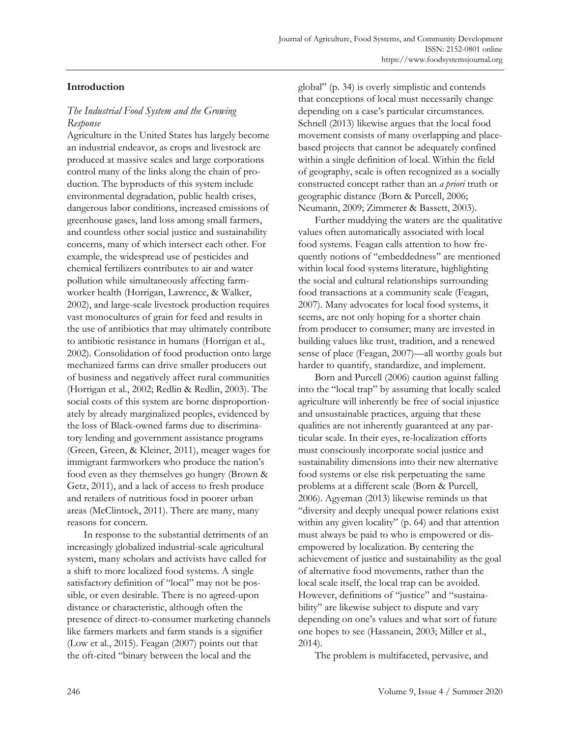## Introduction

### *The Industrial Food System and the Growing Response*

Agriculture in the United States has largely become an industrial endeavor, as crops and livestock are produced at massive scales and large corporations control many of the links along the chain of production. The byproducts of this system include environmental degradation, public health crises, dangerous labor conditions, increased emissions of greenhouse gases, land loss among small farmers, and countless other social justice and sustainability concerns, many of which intersect each other. For example, the widespread use of pesticides and chemical fertilizers contributes to air and water pollution while simultaneously affecting farmworker health (Horrigan, Lawrence, & Walker, 2002), and large-scale livestock production requires vast monocultures of grain for feed and results in the use of antibiotics that may ultimately contribute to antibiotic resistance in humans (Horrigan et al., 2002). Consolidation of food production onto large mechanized farms can drive smaller producers out of business and negatively affect rural communities (Horrigan et al., 2002; Redlin & Redlin, 2003). The social costs of this system are borne disproportionately by already marginalized peoples, evidenced by the loss of Black-owned farms due to discriminatory lending and government assistance programs (Green, Green, & Kleiner, 2011), meager wages for immigrant farmworkers who produce the nation's food even as they themselves go hungry (Brown & Getz, 2011), and a lack of access to fresh produce and retailers of nutritious food in poorer urban areas (McClintock, 2011). There are many, many reasons for concern.

In response to the substantial detriments of an increasingly globalized industrial-scale agricultural system, many scholars and activists have called for a shift to more localized food systems. A single satisfactory definition of "local" may not be possible, or even desirable. There is no agreed-upon distance or characteristic, although often the presence of direct-to-consumer marketing channels like farmers markets and farm stands is a signifier (Low et al., 2015). Feagan (2007) points out that the oft-cited "binary between the local and the global" (p. 34) is overly simplistic and contends that conceptions of local must necessarily change depending on a case's particular circumstances. Schnell (2013) likewise argues that the local food movement consists of many overlapping and place-based projects that cannot be adequately confined within a single definition of local. Within the field of geography, scale is often recognized as a socially constructed concept rather than an *a priori* truth or geographic distance (Born & Purcell, 2006; Neumann, 2009; Zimmerer & Bassett, 2003).

Further muddying the waters are the qualitative values often automatically associated with local food systems. Feagan calls attention to how frequently notions of "embeddedness" are mentioned within local food systems literature, highlighting the social and cultural relationships surrounding food transactions at a community scale (Feagan, 2007). Many advocates for local food systems, it seems, are not only hoping for a shorter chain from producer to consumer; many are invested in building values like trust, tradition, and a renewed sense of place (Feagan, 2007)—all worthy goals but harder to quantify, standardize, and implement.

Born and Purcell (2006) caution against falling into the "local trap" by assuming that locally scaled agriculture will inherently be free of social injustice and unsustainable practices, arguing that these qualities are not inherently guaranteed at any particular scale. In their eyes, re-localization efforts must consciously incorporate social justice and sustainability dimensions into their new alternative food systems or else risk perpetuating the same problems at a different scale (Born & Purcell, 2006). Agyeman (2013) likewise reminds us that "diversity and deeply unequal power relations exist within any given locality" (p. 64) and that attention must always be paid to who is empowered or disempowered by localization. By centering the achievement of justice and sustainability as the goal of alternative food movements, rather than the local scale itself, the local trap can be avoided. However, definitions of "justice" and "sustainability" are likewise subject to dispute and vary depending on one's values and what sort of future one hopes to see (Hassanein, 2003; Miller et al., 2014).

The problem is multifaceted, pervasive, and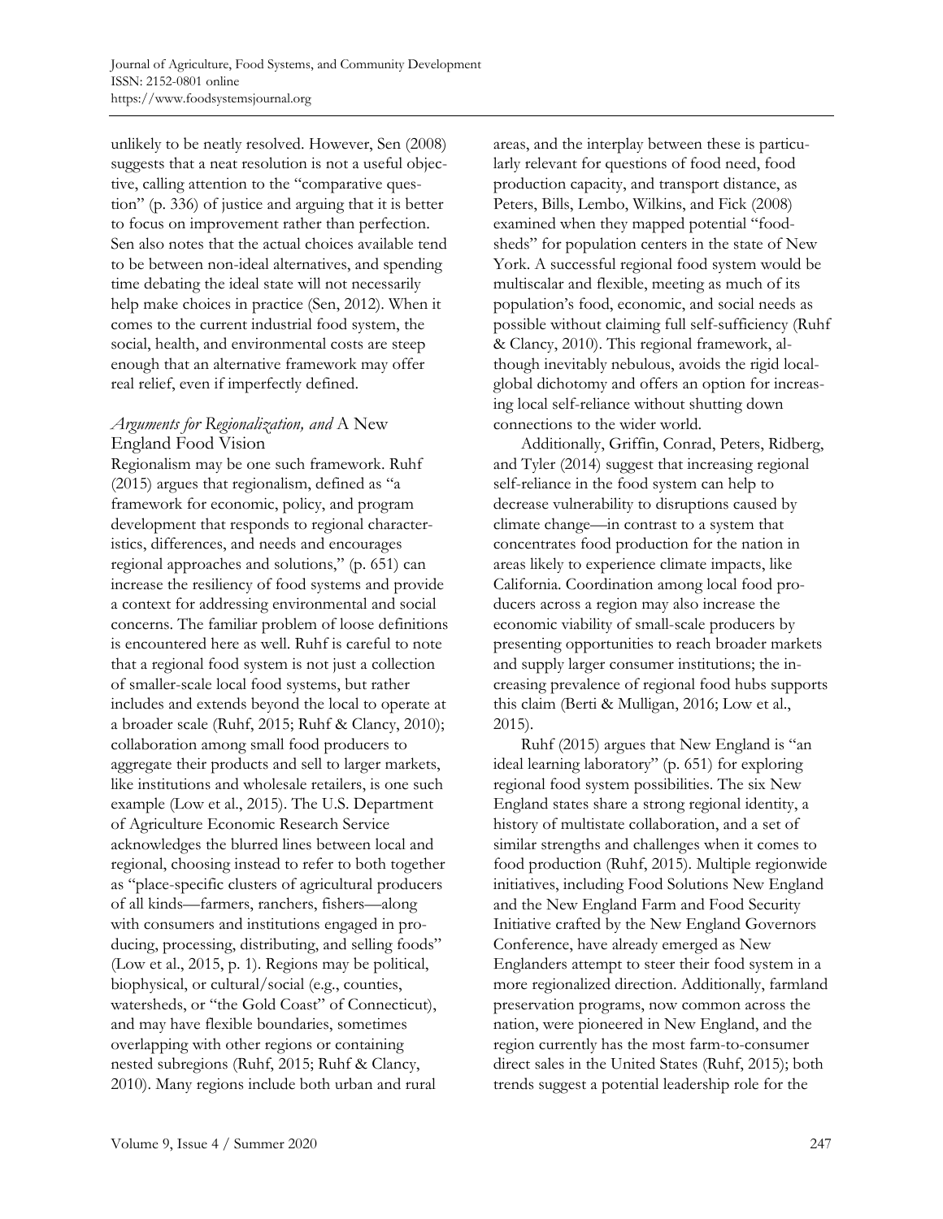unlikely to be neatly resolved. However, Sen (2008) suggests that a neat resolution is not a useful objective, calling attention to the "comparative question" (p. 336) of justice and arguing that it is better to focus on improvement rather than perfection. Sen also notes that the actual choices available tend to be between non-ideal alternatives, and spending time debating the ideal state will not necessarily help make choices in practice (Sen, 2012). When it comes to the current industrial food system, the social, health, and environmental costs are steep enough that an alternative framework may offer real relief, even if imperfectly defined.

### *Arguments for Regionalization, and* A New England Food Vision

Regionalism may be one such framework. Ruhf (2015) argues that regionalism, defined as "a framework for economic, policy, and program development that responds to regional characteristics, differences, and needs and encourages regional approaches and solutions," (p. 651) can increase the resiliency of food systems and provide a context for addressing environmental and social concerns. The familiar problem of loose definitions is encountered here as well. Ruhf is careful to note that a regional food system is not just a collection of smaller-scale local food systems, but rather includes and extends beyond the local to operate at a broader scale (Ruhf, 2015; Ruhf & Clancy, 2010); collaboration among small food producers to aggregate their products and sell to larger markets, like institutions and wholesale retailers, is one such example (Low et al., 2015). The U.S. Department of Agriculture Economic Research Service acknowledges the blurred lines between local and regional, choosing instead to refer to both together as "place-specific clusters of agricultural producers of all kinds—farmers, ranchers, fishers—along with consumers and institutions engaged in producing, processing, distributing, and selling foods" (Low et al., 2015, p. 1). Regions may be political, biophysical, or cultural/social (e.g., counties, watersheds, or "the Gold Coast" of Connecticut), and may have flexible boundaries, sometimes overlapping with other regions or containing nested subregions (Ruhf, 2015; Ruhf & Clancy, 2010). Many regions include both urban and rural areas, and the interplay between these is particularly relevant for questions of food need, food production capacity, and transport distance, as Peters, Bills, Lembo, Wilkins, and Fick (2008) examined when they mapped potential "foodsheds" for population centers in the state of New York. A successful regional food system would be multiscalar and flexible, meeting as much of its population's food, economic, and social needs as possible without claiming full self-sufficiency (Ruhf & Clancy, 2010). This regional framework, although inevitably nebulous, avoids the rigid local-global dichotomy and offers an option for increasing local self-reliance without shutting down connections to the wider world.

Additionally, Griffin, Conrad, Peters, Ridberg, and Tyler (2014) suggest that increasing regional self-reliance in the food system can help to decrease vulnerability to disruptions caused by climate change—in contrast to a system that concentrates food production for the nation in areas likely to experience climate impacts, like California. Coordination among local food producers across a region may also increase the economic viability of small-scale producers by presenting opportunities to reach broader markets and supply larger consumer institutions; the increasing prevalence of regional food hubs supports this claim (Berti & Mulligan, 2016; Low et al., 2015).

Ruhf (2015) argues that New England is "an ideal learning laboratory" (p. 651) for exploring regional food system possibilities. The six New England states share a strong regional identity, a history of multistate collaboration, and a set of similar strengths and challenges when it comes to food production (Ruhf, 2015). Multiple regionwide initiatives, including Food Solutions New England and the New England Farm and Food Security Initiative crafted by the New England Governors Conference, have already emerged as New Englanders attempt to steer their food system in a more regionalized direction. Additionally, farmland preservation programs, now common across the nation, were pioneered in New England, and the region currently has the most farm-to-consumer direct sales in the United States (Ruhf, 2015); both trends suggest a potential leadership role for the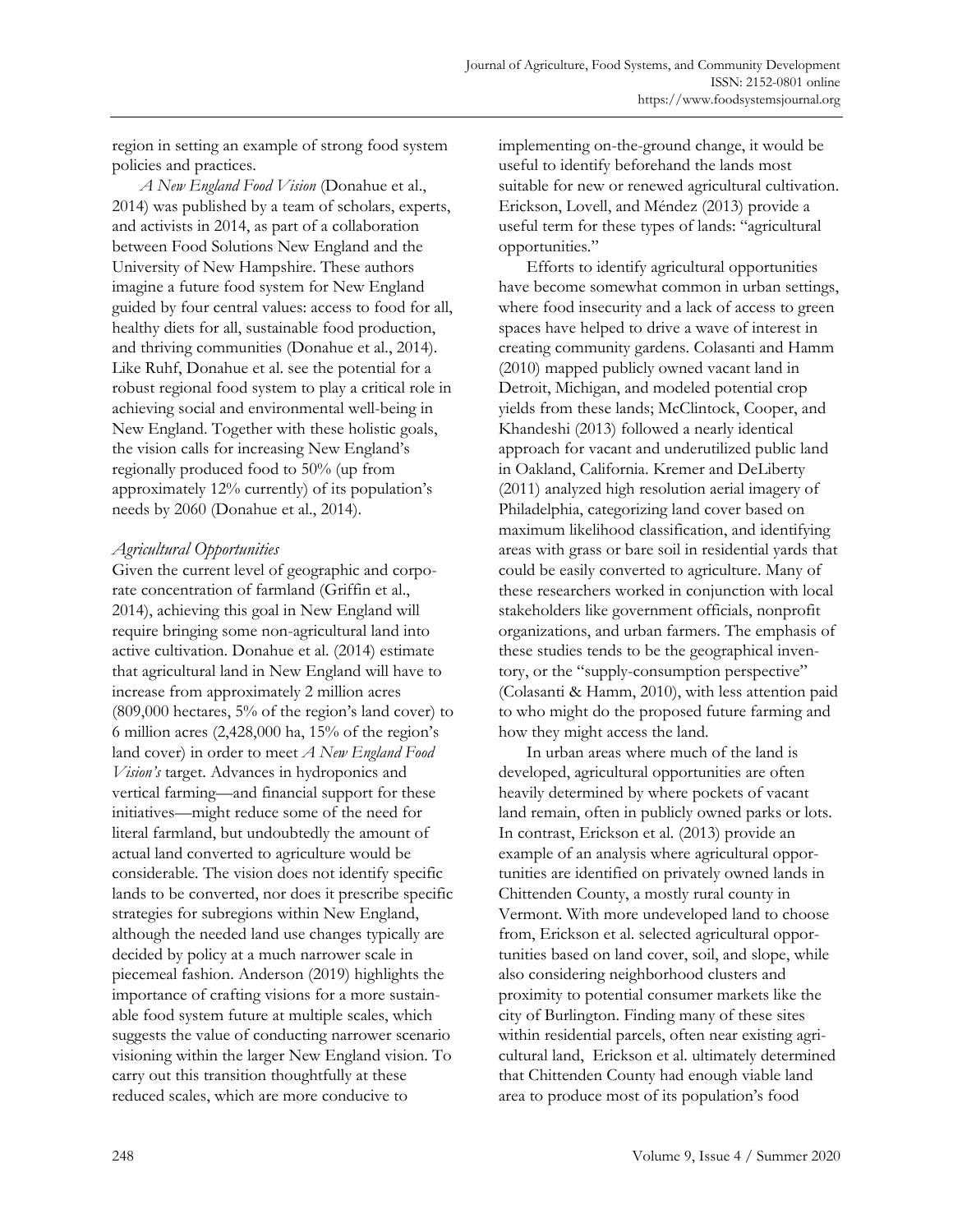region in setting an example of strong food system policies and practices.

*A New England Food Vision* (Donahue et al., 2014) was published by a team of scholars, experts, and activists in 2014, as part of a collaboration between Food Solutions New England and the University of New Hampshire. These authors imagine a future food system for New England guided by four central values: access to food for all, healthy diets for all, sustainable food production, and thriving communities (Donahue et al., 2014). Like Ruhf, Donahue et al. see the potential for a robust regional food system to play a critical role in achieving social and environmental well-being in New England. Together with these holistic goals, the vision calls for increasing New England's regionally produced food to 50% (up from approximately 12% currently) of its population's needs by 2060 (Donahue et al., 2014).

### *Agricultural Opportunities*

Given the current level of geographic and corporate concentration of farmland (Griffin et al., 2014), achieving this goal in New England will require bringing some non-agricultural land into active cultivation. Donahue et al. (2014) estimate that agricultural land in New England will have to increase from approximately 2 million acres (809,000 hectares, 5% of the region's land cover) to 6 million acres (2,428,000 ha, 15% of the region's land cover) in order to meet *A New England Food Vision's* target. Advances in hydroponics and vertical farming—and financial support for these initiatives—might reduce some of the need for literal farmland, but undoubtedly the amount of actual land converted to agriculture would be considerable. The vision does not identify specific lands to be converted, nor does it prescribe specific strategies for subregions within New England, although the needed land use changes typically are decided by policy at a much narrower scale in piecemeal fashion. Anderson (2019) highlights the importance of crafting visions for a more sustainable food system future at multiple scales, which suggests the value of conducting narrower scenario visioning within the larger New England vision. To carry out this transition thoughtfully at these reduced scales, which are more conducive to implementing on-the-ground change, it would be useful to identify beforehand the lands most suitable for new or renewed agricultural cultivation. Erickson, Lovell, and Méndez (2013) provide a useful term for these types of lands: "agricultural opportunities."

Efforts to identify agricultural opportunities have become somewhat common in urban settings, where food insecurity and a lack of access to green spaces have helped to drive a wave of interest in creating community gardens. Colasanti and Hamm (2010) mapped publicly owned vacant land in Detroit, Michigan, and modeled potential crop yields from these lands; McClintock, Cooper, and Khandeshi (2013) followed a nearly identical approach for vacant and underutilized public land in Oakland, California. Kremer and DeLiberty (2011) analyzed high resolution aerial imagery of Philadelphia, categorizing land cover based on maximum likelihood classification, and identifying areas with grass or bare soil in residential yards that could be easily converted to agriculture. Many of these researchers worked in conjunction with local stakeholders like government officials, nonprofit organizations, and urban farmers. The emphasis of these studies tends to be the geographical inventory, or the "supply-consumption perspective" (Colasanti & Hamm, 2010), with less attention paid to who might do the proposed future farming and how they might access the land.

In urban areas where much of the land is developed, agricultural opportunities are often heavily determined by where pockets of vacant land remain, often in publicly owned parks or lots. In contrast, Erickson et al. (2013) provide an example of an analysis where agricultural opportunities are identified on privately owned lands in Chittenden County, a mostly rural county in Vermont. With more undeveloped land to choose from, Erickson et al. selected agricultural opportunities based on land cover, soil, and slope, while also considering neighborhood clusters and proximity to potential consumer markets like the city of Burlington. Finding many of these sites within residential parcels, often near existing agricultural land, Erickson et al. ultimately determined that Chittenden County had enough viable land area to produce most of its population's food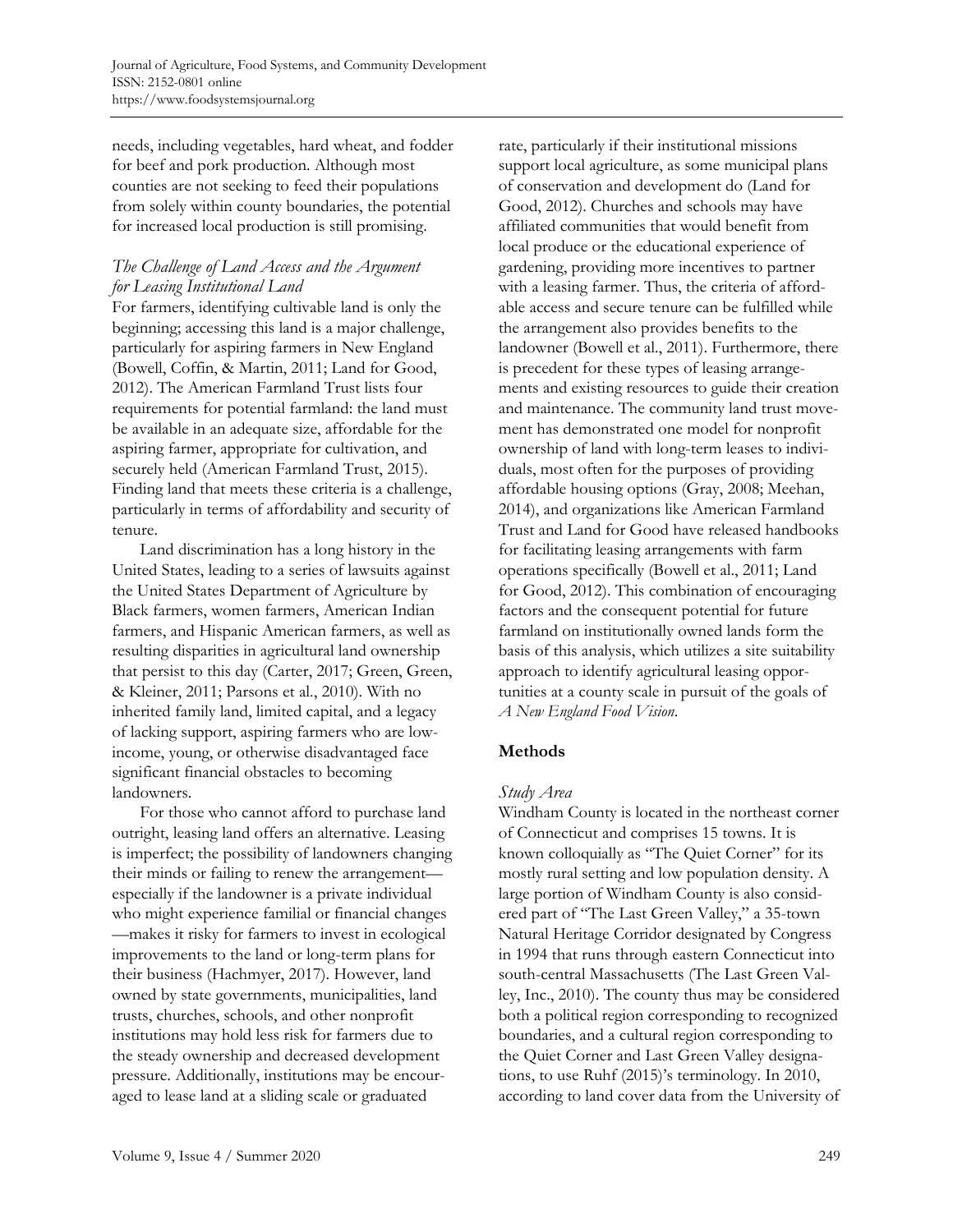needs, including vegetables, hard wheat, and fodder for beef and pork production. Although most counties are not seeking to feed their populations from solely within county boundaries, the potential for increased local production is still promising.

### *The Challenge of Land Access and the Argument for Leasing Institutional Land*

For farmers, identifying cultivable land is only the beginning; accessing this land is a major challenge, particularly for aspiring farmers in New England (Bowell, Coffin, & Martin, 2011; Land for Good, 2012). The American Farmland Trust lists four requirements for potential farmland: the land must be available in an adequate size, affordable for the aspiring farmer, appropriate for cultivation, and securely held (American Farmland Trust, 2015). Finding land that meets these criteria is a challenge, particularly in terms of affordability and security of tenure.

Land discrimination has a long history in the United States, leading to a series of lawsuits against the United States Department of Agriculture by Black farmers, women farmers, American Indian farmers, and Hispanic American farmers, as well as resulting disparities in agricultural land ownership that persist to this day (Carter, 2017; Green, Green, & Kleiner, 2011; Parsons et al., 2010). With no inherited family land, limited capital, and a legacy of lacking support, aspiring farmers who are low-income, young, or otherwise disadvantaged face significant financial obstacles to becoming landowners.

For those who cannot afford to purchase land outright, leasing land offers an alternative. Leasing is imperfect; the possibility of landowners changing their minds or failing to renew the arrangement—especially if the landowner is a private individual who might experience familial or financial changes—makes it risky for farmers to invest in ecological improvements to the land or long-term plans for their business (Hachmyer, 2017). However, land owned by state governments, municipalities, land trusts, churches, schools, and other nonprofit institutions may hold less risk for farmers due to the steady ownership and decreased development pressure. Additionally, institutions may be encouraged to lease land at a sliding scale or graduated rate, particularly if their institutional missions support local agriculture, as some municipal plans of conservation and development do (Land for Good, 2012). Churches and schools may have affiliated communities that would benefit from local produce or the educational experience of gardening, providing more incentives to partner with a leasing farmer. Thus, the criteria of affordable access and secure tenure can be fulfilled while the arrangement also provides benefits to the landowner (Bowell et al., 2011). Furthermore, there is precedent for these types of leasing arrangements and existing resources to guide their creation and maintenance. The community land trust movement has demonstrated one model for nonprofit ownership of land with long-term leases to individuals, most often for the purposes of providing affordable housing options (Gray, 2008; Meehan, 2014), and organizations like American Farmland Trust and Land for Good have released handbooks for facilitating leasing arrangements with farm operations specifically (Bowell et al., 2011; Land for Good, 2012). This combination of encouraging factors and the consequent potential for future farmland on institutionally owned lands form the basis of this analysis, which utilizes a site suitability approach to identify agricultural leasing opportunities at a county scale in pursuit of the goals of *A New England Food Vision*.

## Methods

### *Study Area*

Windham County is located in the northeast corner of Connecticut and comprises 15 towns. It is known colloquially as "The Quiet Corner" for its mostly rural setting and low population density. A large portion of Windham County is also considered part of "The Last Green Valley," a 35-town Natural Heritage Corridor designated by Congress in 1994 that runs through eastern Connecticut into south-central Massachusetts (The Last Green Valley, Inc., 2010). The county thus may be considered both a political region corresponding to recognized boundaries, and a cultural region corresponding to the Quiet Corner and Last Green Valley designations, to use Ruhf (2015)'s terminology. In 2010, according to land cover data from the University of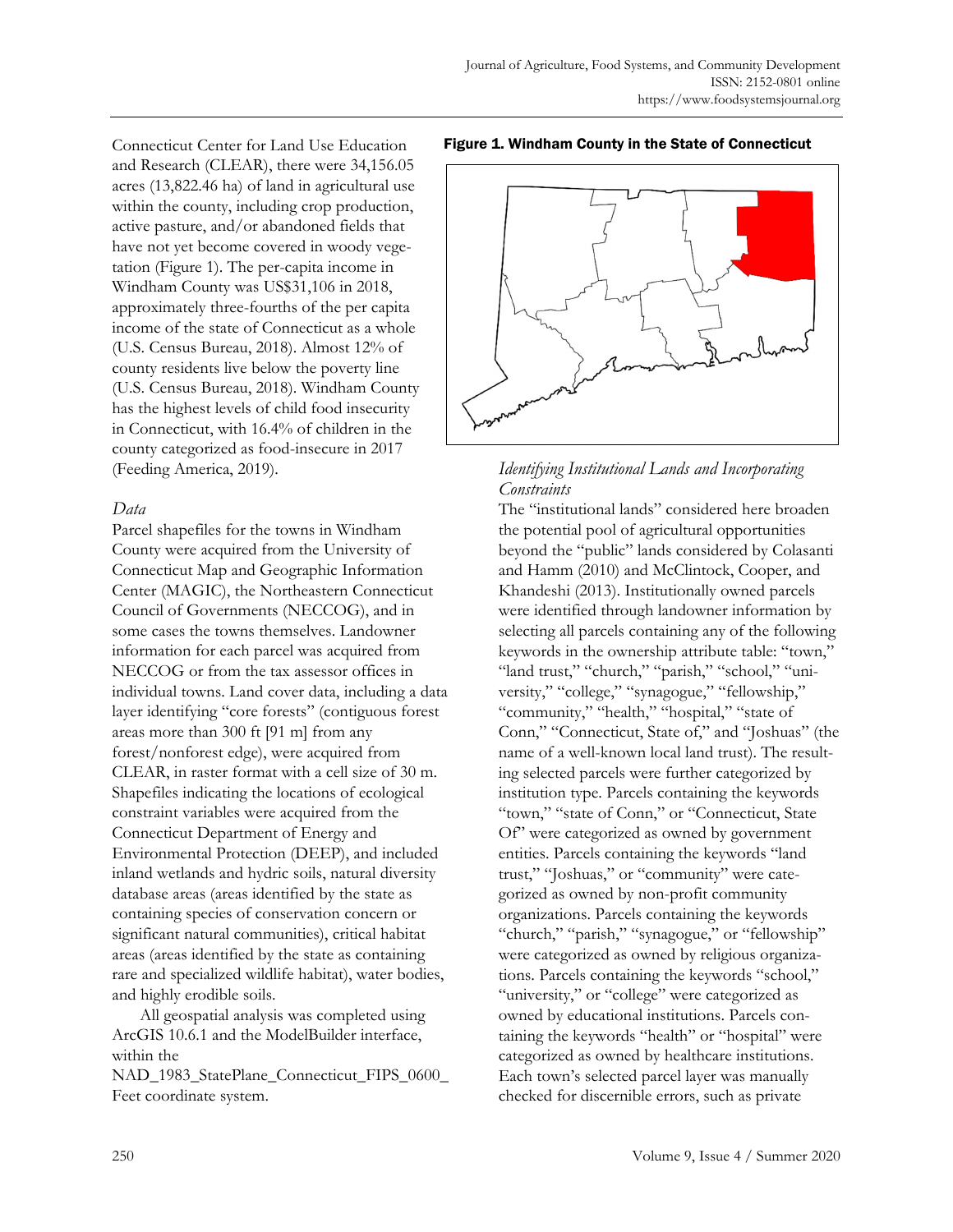Connecticut Center for Land Use Education and Research (CLEAR), there were 34,156.05 acres (13,822.46 ha) of land in agricultural use within the county, including crop production, active pasture, and/or abandoned fields that have not yet become covered in woody vegetation (Figure 1). The per-capita income in Windham County was US$31,106 in 2018, approximately three-fourths of the per capita income of the state of Connecticut as a whole (U.S. Census Bureau, 2018). Almost 12% of county residents live below the poverty line (U.S. Census Bureau, 2018). Windham County has the highest levels of child food insecurity in Connecticut, with 16.4% of children in the county categorized as food-insecure in 2017 (Feeding America, 2019).

### *Data*

Parcel shapefiles for the towns in Windham County were acquired from the University of Connecticut Map and Geographic Information Center (MAGIC), the Northeastern Connecticut Council of Governments (NECCOG), and in some cases the towns themselves. Landowner information for each parcel was acquired from NECCOG or from the tax assessor offices in individual towns. Land cover data, including a data layer identifying "core forests" (contiguous forest areas more than 300 ft [91 m] from any forest/nonforest edge), were acquired from CLEAR, in raster format with a cell size of 30 m. Shapefiles indicating the locations of ecological constraint variables were acquired from the Connecticut Department of Energy and Environmental Protection (DEEP), and included inland wetlands and hydric soils, natural diversity database areas (areas identified by the state as containing species of conservation concern or significant natural communities), critical habitat areas (areas identified by the state as containing rare and specialized wildlife habitat), water bodies, and highly erodible soils.

All geospatial analysis was completed using ArcGIS 10.6.1 and the ModelBuilder interface, within the NAD_1983_StatePlane_Connecticut_FIPS_0600_Feet coordinate system.

**Figure 1. Windham County in the State of Connecticut**

### *Identifying Institutional Lands and Incorporating Constraints*

The "institutional lands" considered here broaden the potential pool of agricultural opportunities beyond the "public" lands considered by Colasanti and Hamm (2010) and McClintock, Cooper, and Khandeshi (2013). Institutionally owned parcels were identified through landowner information by selecting all parcels containing any of the following keywords in the ownership attribute table: "town," "land trust," "church," "parish," "school," "university," "college," "synagogue," "fellowship," "community," "health," "hospital," "state of Conn," "Connecticut, State of," and "Joshuas" (the name of a well-known local land trust). The resulting selected parcels were further categorized by institution type. Parcels containing the keywords "town," "state of Conn," or "Connecticut, State Of" were categorized as owned by government entities. Parcels containing the keywords "land trust," "Joshuas," or "community" were categorized as owned by non-profit community organizations. Parcels containing the keywords "church," "parish," "synagogue," or "fellowship" were categorized as owned by religious organizations. Parcels containing the keywords "school," "university," or "college" were categorized as owned by educational institutions. Parcels containing the keywords "health" or "hospital" were categorized as owned by healthcare institutions. Each town's selected parcel layer was manually checked for discernible errors, such as private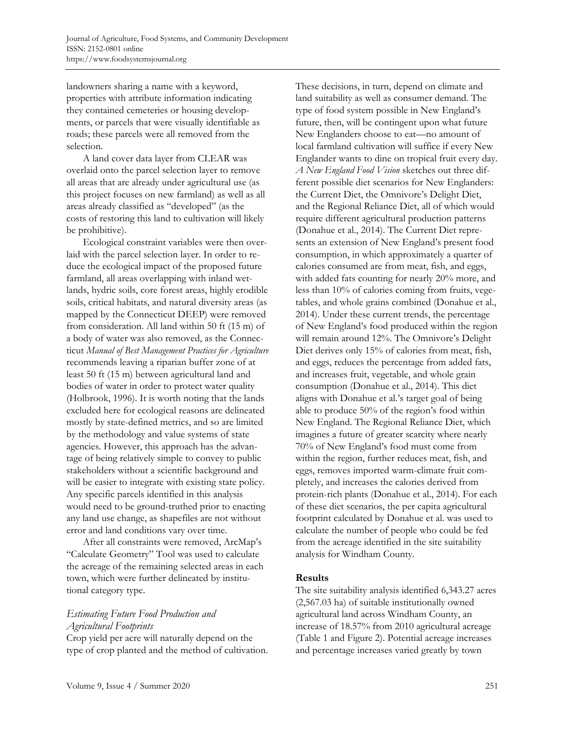landowners sharing a name with a keyword, properties with attribute information indicating they contained cemeteries or housing developments, or parcels that were visually identifiable as roads; these parcels were all removed from the selection.

A land cover data layer from CLEAR was overlaid onto the parcel selection layer to remove all areas that are already under agricultural use (as this project focuses on new farmland) as well as all areas already classified as "developed" (as the costs of restoring this land to cultivation will likely be prohibitive).

Ecological constraint variables were then overlaid with the parcel selection layer. In order to reduce the ecological impact of the proposed future farmland, all areas overlapping with inland wetlands, hydric soils, core forest areas, highly erodible soils, critical habitats, and natural diversity areas (as mapped by the Connecticut DEEP) were removed from consideration. All land within 50 ft (15 m) of a body of water was also removed, as the Connecticut *Manual of Best Management Practices for Agriculture* recommends leaving a riparian buffer zone of at least 50 ft (15 m) between agricultural land and bodies of water in order to protect water quality (Holbrook, 1996). It is worth noting that the lands excluded here for ecological reasons are delineated mostly by state-defined metrics, and so are limited by the methodology and value systems of state agencies. However, this approach has the advantage of being relatively simple to convey to public stakeholders without a scientific background and will be easier to integrate with existing state policy. Any specific parcels identified in this analysis would need to be ground-truthed prior to enacting any land use change, as shapefiles are not without error and land conditions vary over time.

After all constraints were removed, ArcMap's "Calculate Geometry" Tool was used to calculate the acreage of the remaining selected areas in each town, which were further delineated by institutional category type.

### *Estimating Future Food Production and Agricultural Footprints*

Crop yield per acre will naturally depend on the type of crop planted and the method of cultivation. These decisions, in turn, depend on climate and land suitability as well as consumer demand. The type of food system possible in New England's future, then, will be contingent upon what future New Englanders choose to eat—no amount of local farmland cultivation will suffice if every New Englander wants to dine on tropical fruit every day. *A New England Food Vision* sketches out three different possible diet scenarios for New Englanders: the Current Diet, the Omnivore's Delight Diet, and the Regional Reliance Diet, all of which would require different agricultural production patterns (Donahue et al., 2014). The Current Diet represents an extension of New England's present food consumption, in which approximately a quarter of calories consumed are from meat, fish, and eggs, with added fats counting for nearly 20% more, and less than 10% of calories coming from fruits, vegetables, and whole grains combined (Donahue et al., 2014). Under these current trends, the percentage of New England's food produced within the region will remain around 12%. The Omnivore's Delight Diet derives only 15% of calories from meat, fish, and eggs, reduces the percentage from added fats, and increases fruit, vegetable, and whole grain consumption (Donahue et al., 2014). This diet aligns with Donahue et al.'s target goal of being able to produce 50% of the region's food within New England. The Regional Reliance Diet, which imagines a future of greater scarcity where nearly 70% of New England's food must come from within the region, further reduces meat, fish, and eggs, removes imported warm-climate fruit completely, and increases the calories derived from protein-rich plants (Donahue et al., 2014). For each of these diet scenarios, the per capita agricultural footprint calculated by Donahue et al. was used to calculate the number of people who could be fed from the acreage identified in the site suitability analysis for Windham County.

## **Results**

The site suitability analysis identified 6,343.27 acres (2,567.03 ha) of suitable institutionally owned agricultural land across Windham County, an increase of 18.57% from 2010 agricultural acreage (Table 1 and Figure 2). Potential acreage increases and percentage increases varied greatly by town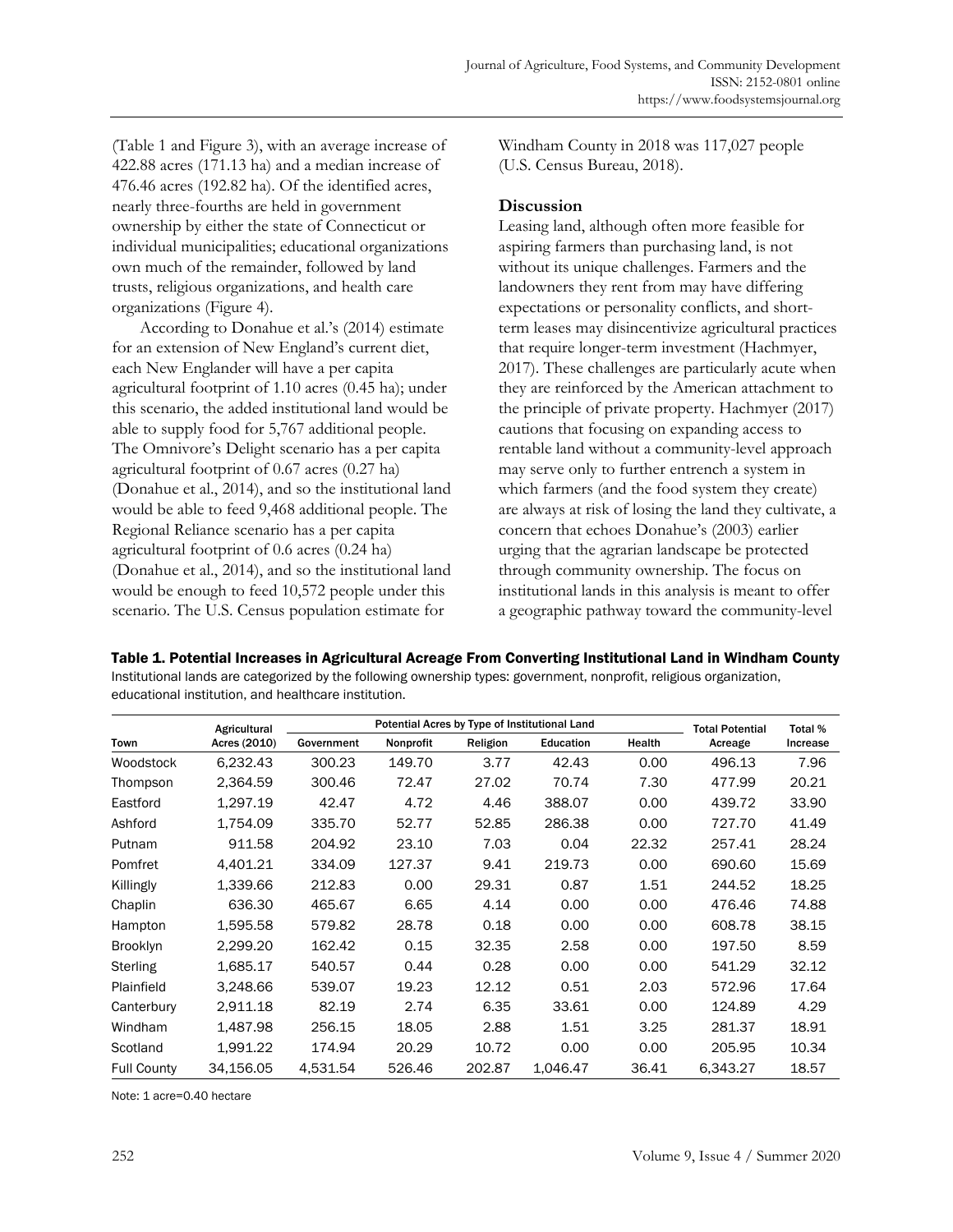(Table 1 and Figure 3), with an average increase of 422.88 acres (171.13 ha) and a median increase of 476.46 acres (192.82 ha). Of the identified acres, nearly three-fourths are held in government ownership by either the state of Connecticut or individual municipalities; educational organizations own much of the remainder, followed by land trusts, religious organizations, and health care organizations (Figure 4).

According to Donahue et al.'s (2014) estimate for an extension of New England's current diet, each New Englander will have a per capita agricultural footprint of 1.10 acres (0.45 ha); under this scenario, the added institutional land would be able to supply food for 5,767 additional people. The Omnivore's Delight scenario has a per capita agricultural footprint of 0.67 acres (0.27 ha) (Donahue et al., 2014), and so the institutional land would be able to feed 9,468 additional people. The Regional Reliance scenario has a per capita agricultural footprint of 0.6 acres (0.24 ha) (Donahue et al., 2014), and so the institutional land would be enough to feed 10,572 people under this scenario. The U.S. Census population estimate for Windham County in 2018 was 117,027 people (U.S. Census Bureau, 2018).

## Discussion

Leasing land, although often more feasible for aspiring farmers than purchasing land, is not without its unique challenges. Farmers and the landowners they rent from may have differing expectations or personality conflicts, and short-term leases may disincentivize agricultural practices that require longer-term investment (Hachmyer, 2017). These challenges are particularly acute when they are reinforced by the American attachment to the principle of private property. Hachmyer (2017) cautions that focusing on expanding access to rentable land without a community-level approach may serve only to further entrench a system in which farmers (and the food system they create) are always at risk of losing the land they cultivate, a concern that echoes Donahue's (2003) earlier urging that the agrarian landscape be protected through community ownership. The focus on institutional lands in this analysis is meant to offer a geographic pathway toward the community-level

**Table 1. Potential Increases in Agricultural Acreage From Converting Institutional Land in Windham County**

Institutional lands are categorized by the following ownership types: government, nonprofit, religious organization, educational institution, and healthcare institution.

| Town | Agricultural Acres (2010) | Potential Acres by Type of Institutional Land | | | | | Total Potential Acreage | Total % Increase |
|---|---|---|---|---|---|---|---|---|
| | | Government | Nonprofit | Religion | Education | Health | | |
| Woodstock | 6,232.43 | 300.23 | 149.70 | 3.77 | 42.43 | 0.00 | 496.13 | 7.96 |
| Thompson | 2,364.59 | 300.46 | 72.47 | 27.02 | 70.74 | 7.30 | 477.99 | 20.21 |
| Eastford | 1,297.19 | 42.47 | 4.72 | 4.46 | 388.07 | 0.00 | 439.72 | 33.90 |
| Ashford | 1,754.09 | 335.70 | 52.77 | 52.85 | 286.38 | 0.00 | 727.70 | 41.49 |
| Putnam | 911.58 | 204.92 | 23.10 | 7.03 | 0.04 | 22.32 | 257.41 | 28.24 |
| Pomfret | 4,401.21 | 334.09 | 127.37 | 9.41 | 219.73 | 0.00 | 690.60 | 15.69 |
| Killingly | 1,339.66 | 212.83 | 0.00 | 29.31 | 0.87 | 1.51 | 244.52 | 18.25 |
| Chaplin | 636.30 | 465.67 | 6.65 | 4.14 | 0.00 | 0.00 | 476.46 | 74.88 |
| Hampton | 1,595.58 | 579.82 | 28.78 | 0.18 | 0.00 | 0.00 | 608.78 | 38.15 |
| Brooklyn | 2,299.20 | 162.42 | 0.15 | 32.35 | 2.58 | 0.00 | 197.50 | 8.59 |
| Sterling | 1,685.17 | 540.57 | 0.44 | 0.28 | 0.00 | 0.00 | 541.29 | 32.12 |
| Plainfield | 3,248.66 | 539.07 | 19.23 | 12.12 | 0.51 | 2.03 | 572.96 | 17.64 |
| Canterbury | 2,911.18 | 82.19 | 2.74 | 6.35 | 33.61 | 0.00 | 124.89 | 4.29 |
| Windham | 1,487.98 | 256.15 | 18.05 | 2.88 | 1.51 | 3.25 | 281.37 | 18.91 |
| Scotland | 1,991.22 | 174.94 | 20.29 | 10.72 | 0.00 | 0.00 | 205.95 | 10.34 |
| Full County | 34,156.05 | 4,531.54 | 526.46 | 202.87 | 1,046.47 | 36.41 | 6,343.27 | 18.57 |

Note: 1 acre=0.40 hectare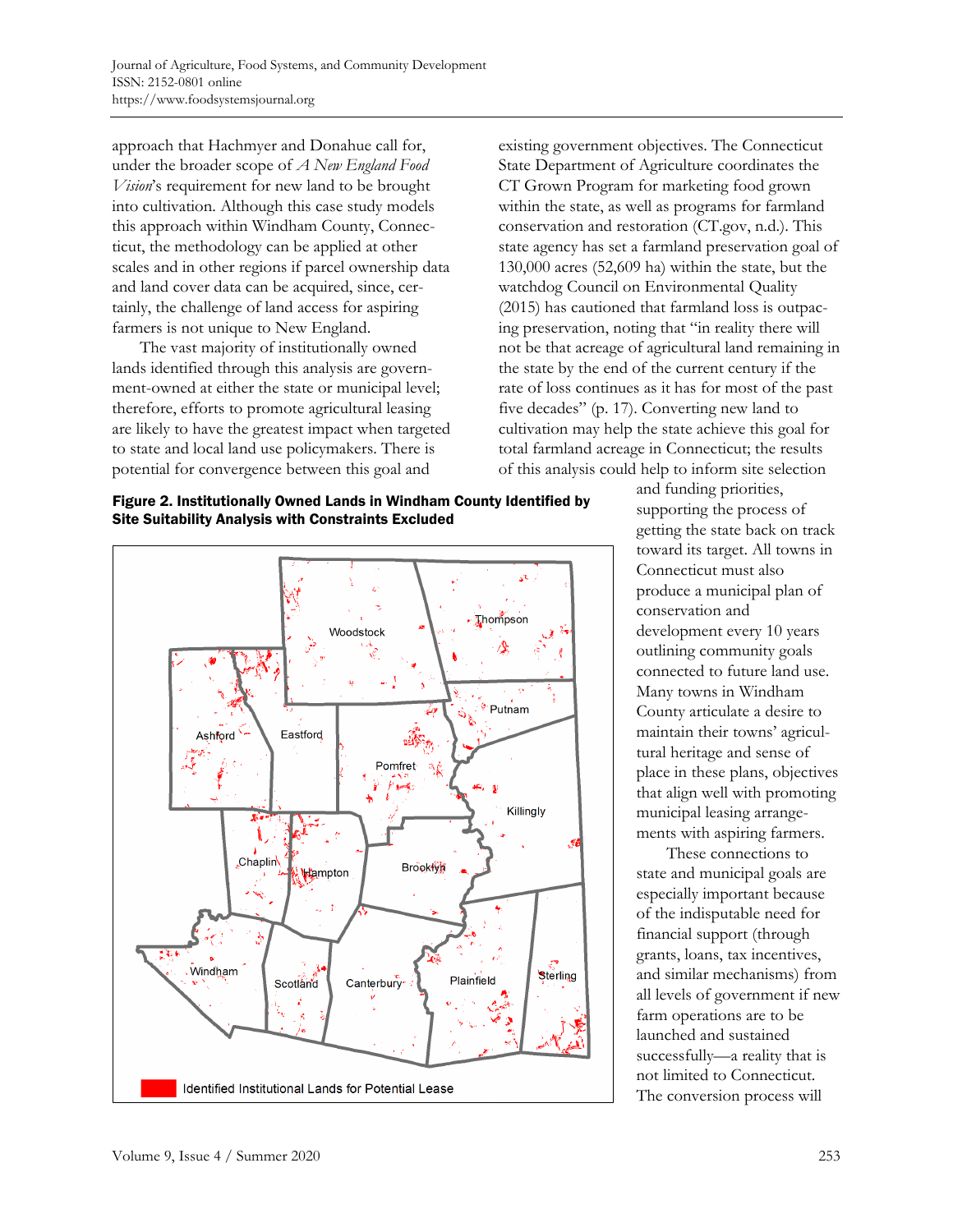approach that Hachmyer and Donahue call for, under the broader scope of *A New England Food Vision*'s requirement for new land to be brought into cultivation. Although this case study models this approach within Windham County, Connecticut, the methodology can be applied at other scales and in other regions if parcel ownership data and land cover data can be acquired, since, certainly, the challenge of land access for aspiring farmers is not unique to New England.

The vast majority of institutionally owned lands identified through this analysis are government-owned at either the state or municipal level; therefore, efforts to promote agricultural leasing are likely to have the greatest impact when targeted to state and local land use policymakers. There is potential for convergence between this goal and existing government objectives. The Connecticut State Department of Agriculture coordinates the CT Grown Program for marketing food grown within the state, as well as programs for farmland conservation and restoration (CT.gov, n.d.). This state agency has set a farmland preservation goal of 130,000 acres (52,609 ha) within the state, but the watchdog Council on Environmental Quality (2015) has cautioned that farmland loss is outpacing preservation, noting that "in reality there will not be that acreage of agricultural land remaining in the state by the end of the current century if the rate of loss continues as it has for most of the past five decades" (p. 17). Converting new land to cultivation may help the state achieve this goal for total farmland acreage in Connecticut; the results of this analysis could help to inform site selection and funding priorities, supporting the process of getting the state back on track toward its target. All towns in Connecticut must also produce a municipal plan of conservation and development every 10 years outlining community goals connected to future land use. Many towns in Windham County articulate a desire to maintain their towns' agricultural heritage and sense of place in these plans, objectives that align well with promoting municipal leasing arrangements with aspiring farmers.

**Figure 2. Institutionally Owned Lands in Windham County Identified by Site Suitability Analysis with Constraints Excluded**

These connections to state and municipal goals are especially important because of the indisputable need for financial support (through grants, loans, tax incentives, and similar mechanisms) from all levels of government if new farm operations are to be launched and sustained successfully—a reality that is not limited to Connecticut. The conversion process will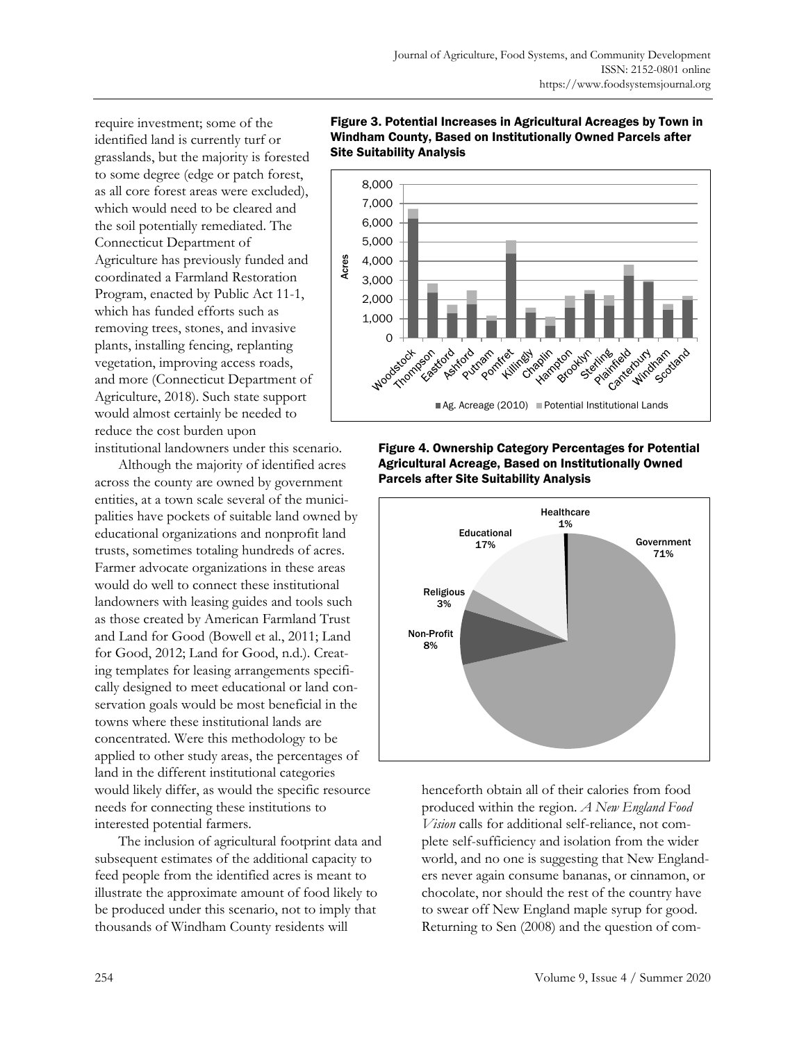require investment; some of the identified land is currently turf or grasslands, but the majority is forested to some degree (edge or patch forest, as all core forest areas were excluded), which would need to be cleared and the soil potentially remediated. The Connecticut Department of Agriculture has previously funded and coordinated a Farmland Restoration Program, enacted by Public Act 11-1, which has funded efforts such as removing trees, stones, and invasive plants, installing fencing, replanting vegetation, improving access roads, and more (Connecticut Department of Agriculture, 2018). Such state support would almost certainly be needed to reduce the cost burden upon institutional landowners under this scenario.

Although the majority of identified acres across the county are owned by government entities, at a town scale several of the municipalities have pockets of suitable land owned by educational organizations and nonprofit land trusts, sometimes totaling hundreds of acres. Farmer advocate organizations in these areas would do well to connect these institutional landowners with leasing guides and tools such as those created by American Farmland Trust and Land for Good (Bowell et al., 2011; Land for Good, 2012; Land for Good, n.d.). Creating templates for leasing arrangements specifically designed to meet educational or land conservation goals would be most beneficial in the towns where these institutional lands are concentrated. Were this methodology to be applied to other study areas, the percentages of land in the different institutional categories would likely differ, as would the specific resource needs for connecting these institutions to interested potential farmers.

The inclusion of agricultural footprint data and subsequent estimates of the additional capacity to feed people from the identified acres is meant to illustrate the approximate amount of food likely to be produced under this scenario, not to imply that thousands of Windham County residents will henceforth obtain all of their calories from food produced within the region. *A New England Food Vision* calls for additional self-reliance, not complete self-sufficiency and isolation from the wider world, and no one is suggesting that New Englanders never again consume bananas, or cinnamon, or chocolate, nor should the rest of the country have to swear off New England maple syrup for good. Returning to Sen (2008) and the question of com-

**Figure 3. Potential Increases in Agricultural Acreages by Town in Windham County, Based on Institutionally Owned Parcels after Site Suitability Analysis**

**Figure 4. Ownership Category Percentages for Potential Agricultural Acreage, Based on Institutionally Owned Parcels after Site Suitability Analysis**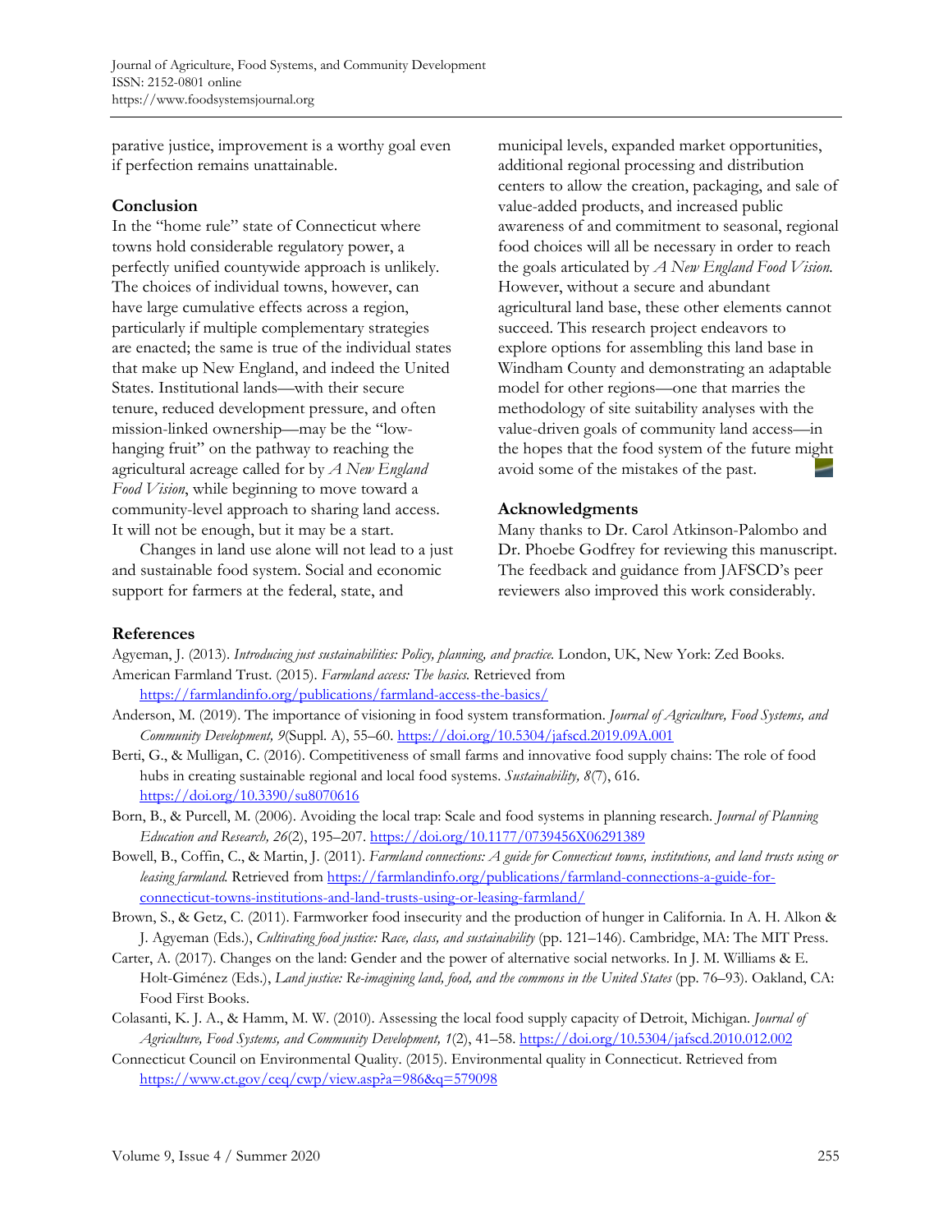parative justice, improvement is a worthy goal even if perfection remains unattainable.

## Conclusion

In the "home rule" state of Connecticut where towns hold considerable regulatory power, a perfectly unified countywide approach is unlikely. The choices of individual towns, however, can have large cumulative effects across a region, particularly if multiple complementary strategies are enacted; the same is true of the individual states that make up New England, and indeed the United States. Institutional lands—with their secure tenure, reduced development pressure, and often mission-linked ownership—may be the "low-hanging fruit" on the pathway to reaching the agricultural acreage called for by *A New England Food Vision*, while beginning to move toward a community-level approach to sharing land access. It will not be enough, but it may be a start.

Changes in land use alone will not lead to a just and sustainable food system. Social and economic support for farmers at the federal, state, and municipal levels, expanded market opportunities, additional regional processing and distribution centers to allow the creation, packaging, and sale of value-added products, and increased public awareness of and commitment to seasonal, regional food choices will all be necessary in order to reach the goals articulated by *A New England Food Vision.* However, without a secure and abundant agricultural land base, these other elements cannot succeed. This research project endeavors to explore options for assembling this land base in Windham County and demonstrating an adaptable model for other regions—one that marries the methodology of site suitability analyses with the value-driven goals of community land access—in the hopes that the food system of the future might avoid some of the mistakes of the past.

## Acknowledgments

Many thanks to Dr. Carol Atkinson-Palombo and Dr. Phoebe Godfrey for reviewing this manuscript. The feedback and guidance from JAFSCD's peer reviewers also improved this work considerably.

## References

Agyeman, J. (2013). *Introducing just sustainabilities: Policy, planning, and practice.* London, UK, New York: Zed Books.

American Farmland Trust. (2015). *Farmland access: The basics.* Retrieved from https://farmlandinfo.org/publications/farmland-access-the-basics/

Anderson, M. (2019). The importance of visioning in food system transformation. *Journal of Agriculture, Food Systems, and Community Development, 9*(Suppl. A), 55–60. https://doi.org/10.5304/jafscd.2019.09A.001

Berti, G., & Mulligan, C. (2016). Competitiveness of small farms and innovative food supply chains: The role of food hubs in creating sustainable regional and local food systems. *Sustainability, 8*(7), 616. https://doi.org/10.3390/su8070616

Born, B., & Purcell, M. (2006). Avoiding the local trap: Scale and food systems in planning research. *Journal of Planning Education and Research, 26*(2), 195–207. https://doi.org/10.1177/0739456X06291389

Bowell, B., Coffin, C., & Martin, J. (2011). *Farmland connections: A guide for Connecticut towns, institutions, and land trusts using or leasing farmland.* Retrieved from https://farmlandinfo.org/publications/farmland-connections-a-guide-for-connecticut-towns-institutions-and-land-trusts-using-or-leasing-farmland/

Brown, S., & Getz, C. (2011). Farmworker food insecurity and the production of hunger in California. In A. H. Alkon & J. Agyeman (Eds.), *Cultivating food justice: Race, class, and sustainability* (pp. 121–146). Cambridge, MA: The MIT Press.

Carter, A. (2017). Changes on the land: Gender and the power of alternative social networks. In J. M. Williams & E. Holt-Giménez (Eds.), *Land justice: Re-imagining land, food, and the commons in the United States* (pp. 76–93). Oakland, CA: Food First Books.

Colasanti, K. J. A., & Hamm, M. W. (2010). Assessing the local food supply capacity of Detroit, Michigan. *Journal of Agriculture, Food Systems, and Community Development, 1*(2), 41–58. https://doi.org/10.5304/jafscd.2010.012.002

Connecticut Council on Environmental Quality. (2015). Environmental quality in Connecticut. Retrieved from https://www.ct.gov/ceq/cwp/view.asp?a=986&q=579098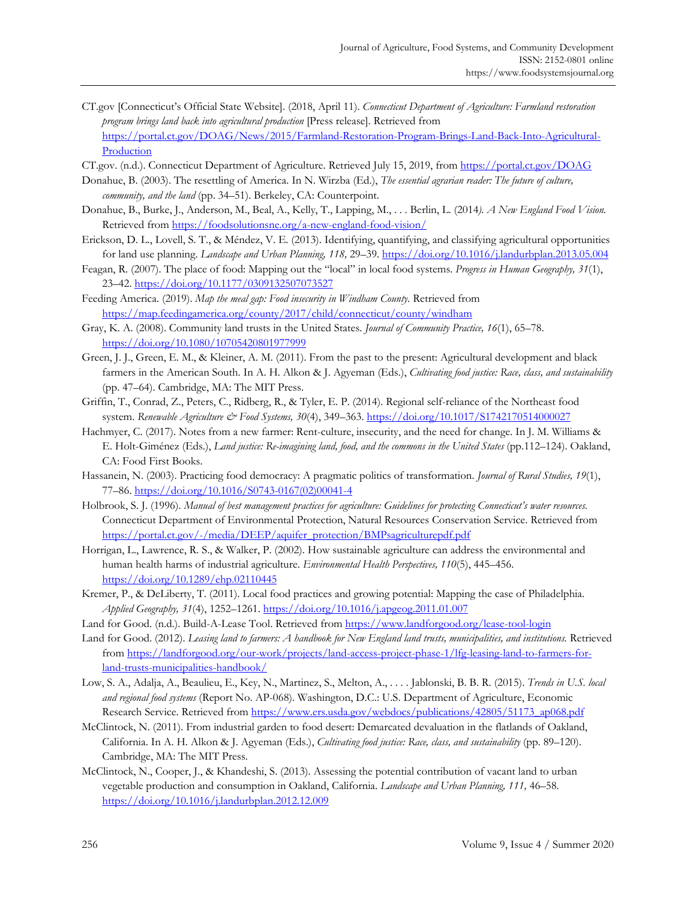CT.gov [Connecticut's Official State Website]. (2018, April 11). *Connecticut Department of Agriculture: Farmland restoration program brings land back into agricultural production* [Press release]. Retrieved from https://portal.ct.gov/DOAG/News/2015/Farmland-Restoration-Program-Brings-Land-Back-Into-Agricultural-Production

CT.gov. (n.d.). Connecticut Department of Agriculture. Retrieved July 15, 2019, from https://portal.ct.gov/DOAG

Donahue, B. (2003). The resettling of America. In N. Wirzba (Ed.), *The essential agrarian reader: The future of culture, community, and the land* (pp. 34–51). Berkeley, CA: Counterpoint.

Donahue, B., Burke, J., Anderson, M., Beal, A., Kelly, T., Lapping, M., . . . Berlin, L. (2014). *A New England Food Vision.* Retrieved from https://foodsolutionsne.org/a-new-england-food-vision/

Erickson, D. L., Lovell, S. T., & Méndez, V. E. (2013). Identifying, quantifying, and classifying agricultural opportunities for land use planning. *Landscape and Urban Planning, 118,* 29–39. https://doi.org/10.1016/j.landurbplan.2013.05.004

Feagan, R. (2007). The place of food: Mapping out the "local" in local food systems. *Progress in Human Geography, 31*(1), 23–42. https://doi.org/10.1177/0309132507073527

Feeding America. (2019). *Map the meal gap: Food insecurity in Windham County.* Retrieved from https://map.feedingamerica.org/county/2017/child/connecticut/county/windham

Gray, K. A. (2008). Community land trusts in the United States. *Journal of Community Practice, 16*(1), 65–78. https://doi.org/10.1080/10705420801977999

Green, J. J., Green, E. M., & Kleiner, A. M. (2011). From the past to the present: Agricultural development and black farmers in the American South. In A. H. Alkon & J. Agyeman (Eds.), *Cultivating food justice: Race, class, and sustainability* (pp. 47–64). Cambridge, MA: The MIT Press.

Griffin, T., Conrad, Z., Peters, C., Ridberg, R., & Tyler, E. P. (2014). Regional self-reliance of the Northeast food system. *Renewable Agriculture & Food Systems, 30*(4), 349–363. https://doi.org/10.1017/S1742170514000027

Hachmyer, C. (2017). Notes from a new farmer: Rent-culture, insecurity, and the need for change. In J. M. Williams & E. Holt-Giménez (Eds.), *Land justice: Re-imagining land, food, and the commons in the United States* (pp.112–124). Oakland, CA: Food First Books.

Hassanein, N. (2003). Practicing food democracy: A pragmatic politics of transformation. *Journal of Rural Studies, 19*(1), 77–86. https://doi.org/10.1016/S0743-0167(02)00041-4

Holbrook, S. J. (1996). *Manual of best management practices for agriculture: Guidelines for protecting Connecticut's water resources.* Connecticut Department of Environmental Protection, Natural Resources Conservation Service. Retrieved from https://portal.ct.gov/-/media/DEEP/aquifer_protection/BMPsagriculturepdf.pdf

Horrigan, L., Lawrence, R. S., & Walker, P. (2002). How sustainable agriculture can address the environmental and human health harms of industrial agriculture. *Environmental Health Perspectives, 110*(5), 445–456. https://doi.org/10.1289/ehp.02110445

Kremer, P., & DeLiberty, T. (2011). Local food practices and growing potential: Mapping the case of Philadelphia. *Applied Geography, 31*(4), 1252–1261. https://doi.org/10.1016/j.apgeog.2011.01.007

Land for Good. (n.d.). Build-A-Lease Tool. Retrieved from https://www.landforgood.org/lease-tool-login

Land for Good. (2012). *Leasing land to farmers: A handbook for New England land trusts, municipalities, and institutions.* Retrieved from https://landforgood.org/our-work/projects/land-access-project-phase-1/lfg-leasing-land-to-farmers-for-land-trusts-municipalities-handbook/

Low, S. A., Adalja, A., Beaulieu, E., Key, N., Martinez, S., Melton, A., . . . . Jablonski, B. B. R. (2015). *Trends in U.S. local and regional food systems* (Report No. AP-068). Washington, D.C.: U.S. Department of Agriculture, Economic Research Service. Retrieved from https://www.ers.usda.gov/webdocs/publications/42805/51173_ap068.pdf

McClintock, N. (2011). From industrial garden to food desert: Demarcated devaluation in the flatlands of Oakland, California. In A. H. Alkon & J. Agyeman (Eds.), *Cultivating food justice: Race, class, and sustainability* (pp. 89–120). Cambridge, MA: The MIT Press.

McClintock, N., Cooper, J., & Khandeshi, S. (2013). Assessing the potential contribution of vacant land to urban vegetable production and consumption in Oakland, California. *Landscape and Urban Planning, 111,* 46–58. https://doi.org/10.1016/j.landurbplan.2012.12.009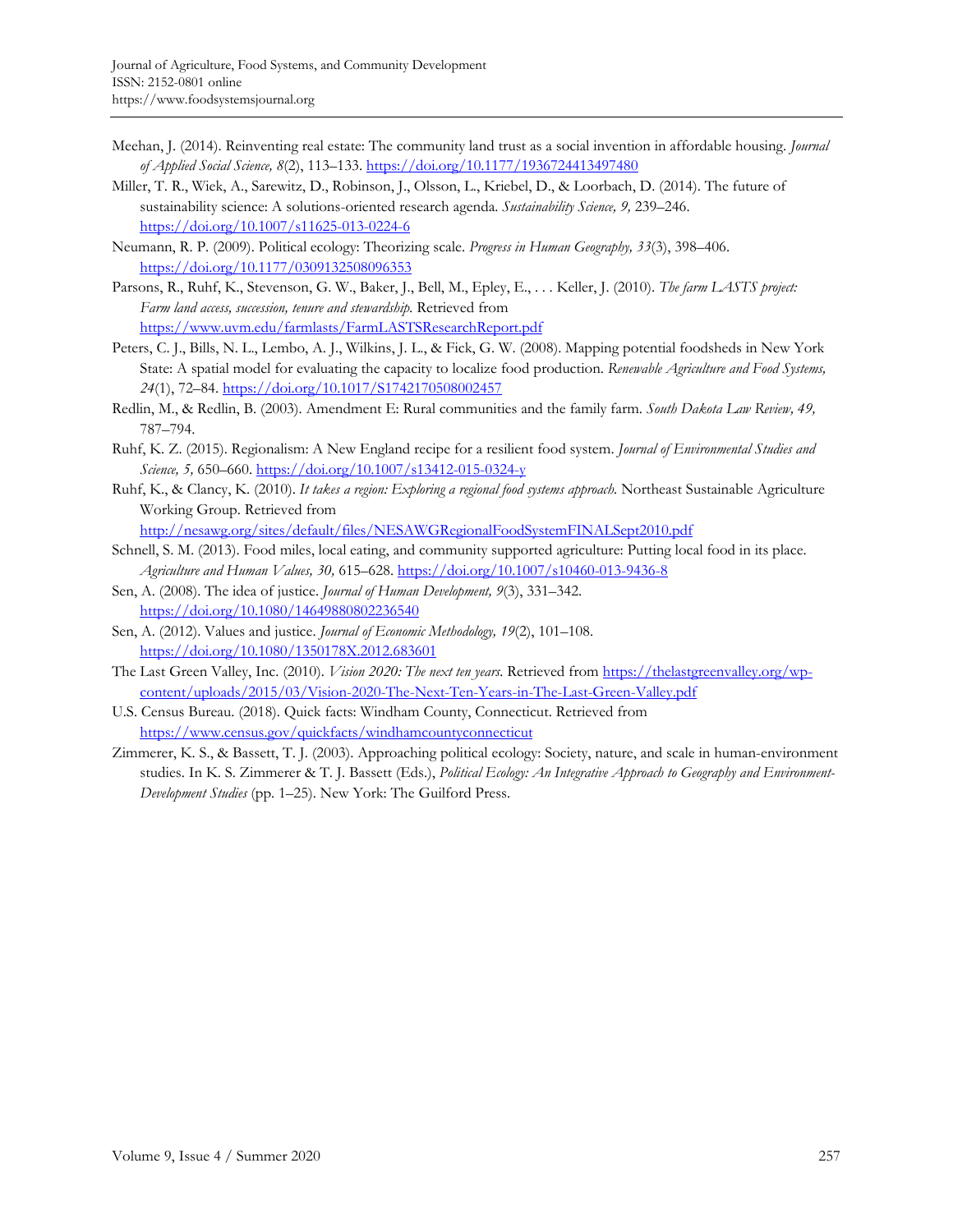Meehan, J. (2014). Reinventing real estate: The community land trust as a social invention in affordable housing. *Journal of Applied Social Science, 8*(2), 113–133. https://doi.org/10.1177/1936724413497480

Miller, T. R., Wiek, A., Sarewitz, D., Robinson, J., Olsson, L., Kriebel, D., & Loorbach, D. (2014). The future of sustainability science: A solutions-oriented research agenda. *Sustainability Science, 9,* 239–246. https://doi.org/10.1007/s11625-013-0224-6

Neumann, R. P. (2009). Political ecology: Theorizing scale. *Progress in Human Geography, 33*(3), 398–406. https://doi.org/10.1177/0309132508096353

Parsons, R., Ruhf, K., Stevenson, G. W., Baker, J., Bell, M., Epley, E., . . . Keller, J. (2010). *The farm LASTS project: Farm land access, succession, tenure and stewardship.* Retrieved from https://www.uvm.edu/farmlasts/FarmLASTSResearchReport.pdf

Peters, C. J., Bills, N. L., Lembo, A. J., Wilkins, J. L., & Fick, G. W. (2008). Mapping potential foodsheds in New York State: A spatial model for evaluating the capacity to localize food production. *Renewable Agriculture and Food Systems, 24*(1), 72–84. https://doi.org/10.1017/S1742170508002457

Redlin, M., & Redlin, B. (2003). Amendment E: Rural communities and the family farm. *South Dakota Law Review, 49,* 787–794.

Ruhf, K. Z. (2015). Regionalism: A New England recipe for a resilient food system. *Journal of Environmental Studies and Science, 5,* 650–660. https://doi.org/10.1007/s13412-015-0324-y

Ruhf, K., & Clancy, K. (2010). *It takes a region: Exploring a regional food systems approach.* Northeast Sustainable Agriculture Working Group. Retrieved from http://nesawg.org/sites/default/files/NESAWGRegionalFoodSystemFINALSept2010.pdf

Schnell, S. M. (2013). Food miles, local eating, and community supported agriculture: Putting local food in its place. *Agriculture and Human Values, 30,* 615–628. https://doi.org/10.1007/s10460-013-9436-8

Sen, A. (2008). The idea of justice. *Journal of Human Development, 9*(3), 331–342. https://doi.org/10.1080/14649880802236540

Sen, A. (2012). Values and justice. *Journal of Economic Methodology, 19*(2), 101–108. https://doi.org/10.1080/1350178X.2012.683601

The Last Green Valley, Inc. (2010). *Vision 2020: The next ten years.* Retrieved from https://thelastgreenvalley.org/wp-content/uploads/2015/03/Vision-2020-The-Next-Ten-Years-in-The-Last-Green-Valley.pdf

U.S. Census Bureau. (2018). Quick facts: Windham County, Connecticut. Retrieved from https://www.census.gov/quickfacts/windhamcountyconnecticut

Zimmerer, K. S., & Bassett, T. J. (2003). Approaching political ecology: Society, nature, and scale in human-environment studies. In K. S. Zimmerer & T. J. Bassett (Eds.), *Political Ecology: An Integrative Approach to Geography and Environment-Development Studies* (pp. 1–25). New York: The Guilford Press.